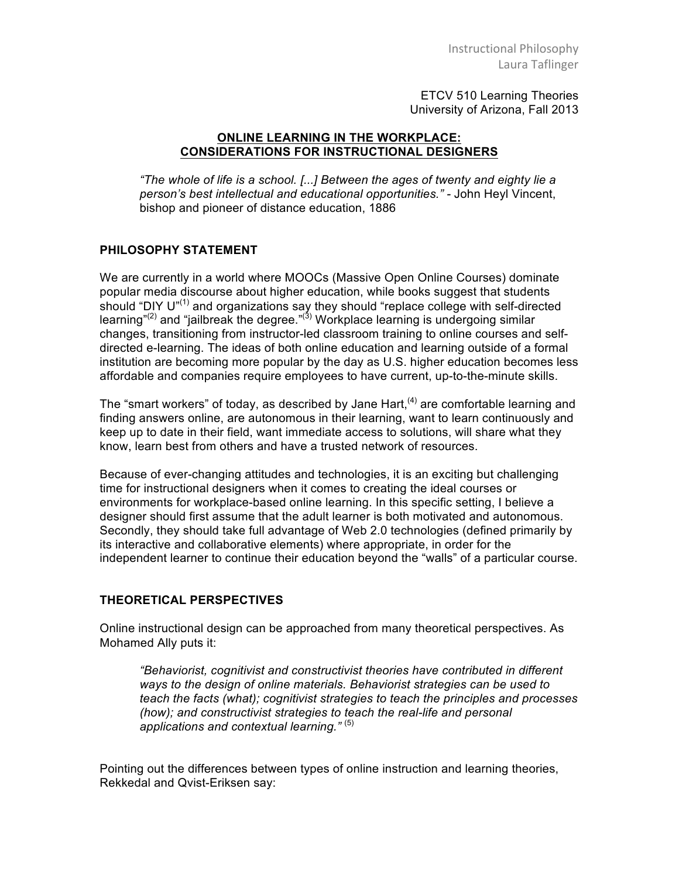Instructional Philosophy
Laura Taflinger

ETCV 510 Learning Theories
University of Arizona, Fall 2013

# ONLINE LEARNING IN THE WORKPLACE: CONSIDERATIONS FOR INSTRUCTIONAL DESIGNERS

> *"The whole of life is a school. [...] Between the ages of twenty and eighty lie a person's best intellectual and educational opportunities."* - John Heyl Vincent, bishop and pioneer of distance education, 1886

## PHILOSOPHY STATEMENT

We are currently in a world where MOOCs (Massive Open Online Courses) dominate popular media discourse about higher education, while books suggest that students should "DIY U"[(1)] and organizations say they should "replace college with self-directed learning"[(2)] and "jailbreak the degree."[(3)] Workplace learning is undergoing similar changes, transitioning from instructor-led classroom training to online courses and self-directed e-learning. The ideas of both online education and learning outside of a formal institution are becoming more popular by the day as U.S. higher education becomes less affordable and companies require employees to have current, up-to-the-minute skills.

The "smart workers" of today, as described by Jane Hart,[(4)] are comfortable learning and finding answers online, are autonomous in their learning, want to learn continuously and keep up to date in their field, want immediate access to solutions, will share what they know, learn best from others and have a trusted network of resources.

Because of ever-changing attitudes and technologies, it is an exciting but challenging time for instructional designers when it comes to creating the ideal courses or environments for workplace-based online learning. In this specific setting, I believe a designer should first assume that the adult learner is both motivated and autonomous. Secondly, they should take full advantage of Web 2.0 technologies (defined primarily by its interactive and collaborative elements) where appropriate, in order for the independent learner to continue their education beyond the "walls" of a particular course.

## THEORETICAL PERSPECTIVES

Online instructional design can be approached from many theoretical perspectives. As Mohamed Ally puts it:

> *"Behaviorist, cognitivist and constructivist theories have contributed in different ways to the design of online materials. Behaviorist strategies can be used to teach the facts (what); cognitivist strategies to teach the principles and processes (how); and constructivist strategies to teach the real-life and personal applications and contextual learning."* [(5)]

Pointing out the differences between types of online instruction and learning theories, Rekkedal and Qvist-Eriksen say: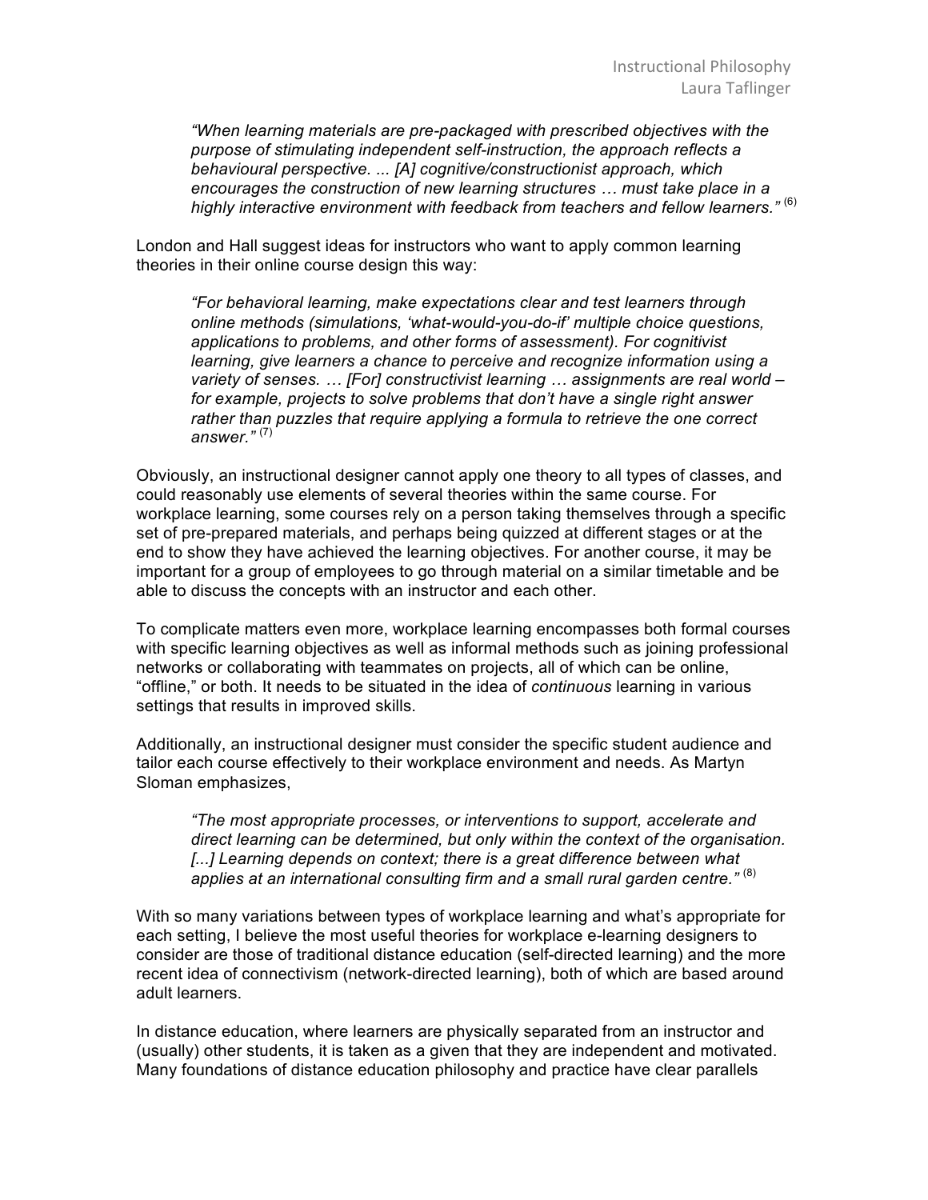> *"When learning materials are pre-packaged with prescribed objectives with the purpose of stimulating independent self-instruction, the approach reflects a behavioural perspective. ... [A] cognitive/constructionist approach, which encourages the construction of new learning structures … must take place in a highly interactive environment with feedback from teachers and fellow learners."* [6]

London and Hall suggest ideas for instructors who want to apply common learning theories in their online course design this way:

> *"For behavioral learning, make expectations clear and test learners through online methods (simulations, 'what-would-you-do-if' multiple choice questions, applications to problems, and other forms of assessment). For cognitivist learning, give learners a chance to perceive and recognize information using a variety of senses. … [For] constructivist learning … assignments are real world – for example, projects to solve problems that don't have a single right answer rather than puzzles that require applying a formula to retrieve the one correct answer."* [7]

Obviously, an instructional designer cannot apply one theory to all types of classes, and could reasonably use elements of several theories within the same course. For workplace learning, some courses rely on a person taking themselves through a specific set of pre-prepared materials, and perhaps being quizzed at different stages or at the end to show they have achieved the learning objectives. For another course, it may be important for a group of employees to go through material on a similar timetable and be able to discuss the concepts with an instructor and each other.

To complicate matters even more, workplace learning encompasses both formal courses with specific learning objectives as well as informal methods such as joining professional networks or collaborating with teammates on projects, all of which can be online, "offline," or both. It needs to be situated in the idea of *continuous* learning in various settings that results in improved skills.

Additionally, an instructional designer must consider the specific student audience and tailor each course effectively to their workplace environment and needs. As Martyn Sloman emphasizes,

> *"The most appropriate processes, or interventions to support, accelerate and direct learning can be determined, but only within the context of the organisation. [...] Learning depends on context; there is a great difference between what applies at an international consulting firm and a small rural garden centre."* [8]

With so many variations between types of workplace learning and what's appropriate for each setting, I believe the most useful theories for workplace e-learning designers to consider are those of traditional distance education (self-directed learning) and the more recent idea of connectivism (network-directed learning), both of which are based around adult learners.

In distance education, where learners are physically separated from an instructor and (usually) other students, it is taken as a given that they are independent and motivated. Many foundations of distance education philosophy and practice have clear parallels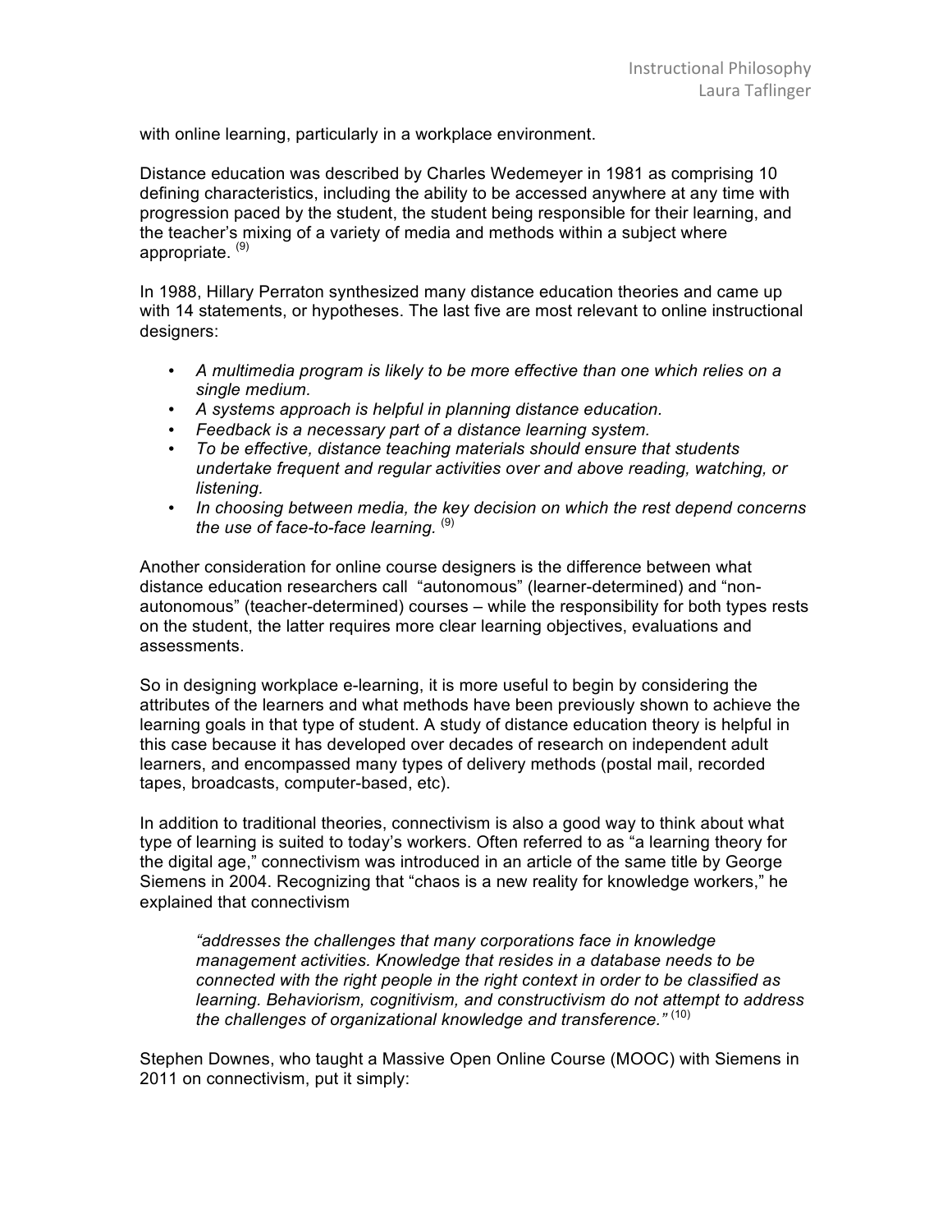with online learning, particularly in a workplace environment.

Distance education was described by Charles Wedemeyer in 1981 as comprising 10 defining characteristics, including the ability to be accessed anywhere at any time with progression paced by the student, the student being responsible for their learning, and the teacher's mixing of a variety of media and methods within a subject where appropriate. [9]

In 1988, Hillary Perraton synthesized many distance education theories and came up with 14 statements, or hypotheses. The last five are most relevant to online instructional designers:

- *A multimedia program is likely to be more effective than one which relies on a single medium.*
- *A systems approach is helpful in planning distance education.*
- *Feedback is a necessary part of a distance learning system.*
- *To be effective, distance teaching materials should ensure that students undertake frequent and regular activities over and above reading, watching, or listening.*
- *In choosing between media, the key decision on which the rest depend concerns the use of face-to-face learning.* [9]

Another consideration for online course designers is the difference between what distance education researchers call "autonomous" (learner-determined) and "non-autonomous" (teacher-determined) courses – while the responsibility for both types rests on the student, the latter requires more clear learning objectives, evaluations and assessments.

So in designing workplace e-learning, it is more useful to begin by considering the attributes of the learners and what methods have been previously shown to achieve the learning goals in that type of student. A study of distance education theory is helpful in this case because it has developed over decades of research on independent adult learners, and encompassed many types of delivery methods (postal mail, recorded tapes, broadcasts, computer-based, etc).

In addition to traditional theories, connectivism is also a good way to think about what type of learning is suited to today's workers. Often referred to as "a learning theory for the digital age," connectivism was introduced in an article of the same title by George Siemens in 2004. Recognizing that "chaos is a new reality for knowledge workers," he explained that connectivism

> *"addresses the challenges that many corporations face in knowledge management activities. Knowledge that resides in a database needs to be connected with the right people in the right context in order to be classified as learning. Behaviorism, cognitivism, and constructivism do not attempt to address the challenges of organizational knowledge and transference."* [10]

Stephen Downes, who taught a Massive Open Online Course (MOOC) with Siemens in 2011 on connectivism, put it simply: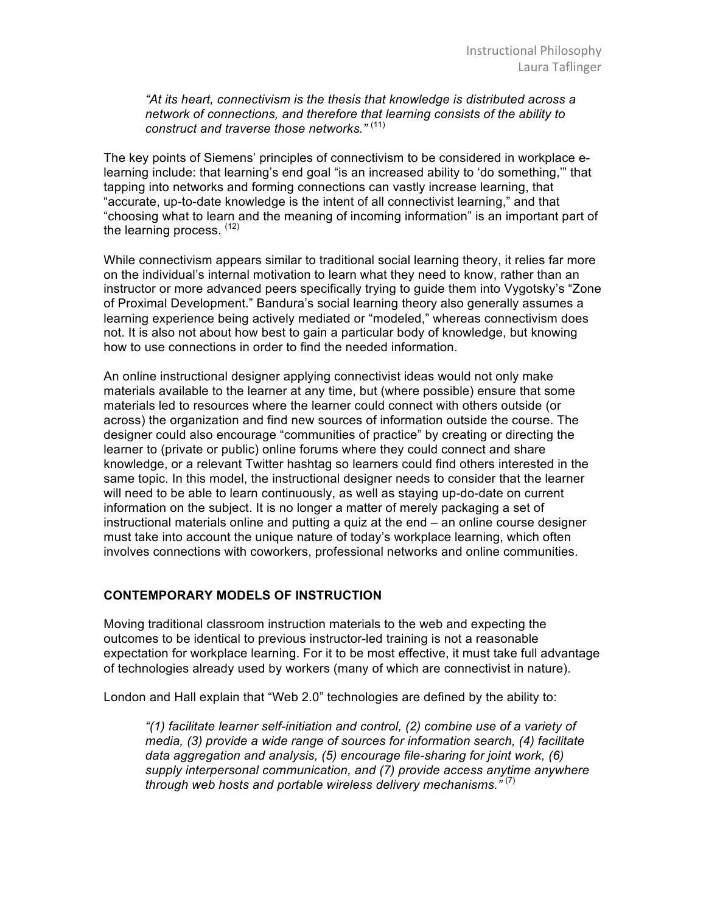> *"At its heart, connectivism is the thesis that knowledge is distributed across a network of connections, and therefore that learning consists of the ability to construct and traverse those networks."* [11]

The key points of Siemens' principles of connectivism to be considered in workplace e-learning include: that learning's end goal "is an increased ability to 'do something,'" that tapping into networks and forming connections can vastly increase learning, that "accurate, up-to-date knowledge is the intent of all connectivist learning," and that "choosing what to learn and the meaning of incoming information" is an important part of the learning process. [12]

While connectivism appears similar to traditional social learning theory, it relies far more on the individual's internal motivation to learn what they need to know, rather than an instructor or more advanced peers specifically trying to guide them into Vygotsky's "Zone of Proximal Development." Bandura's social learning theory also generally assumes a learning experience being actively mediated or "modeled," whereas connectivism does not. It is also not about how best to gain a particular body of knowledge, but knowing how to use connections in order to find the needed information.

An online instructional designer applying connectivist ideas would not only make materials available to the learner at any time, but (where possible) ensure that some materials led to resources where the learner could connect with others outside (or across) the organization and find new sources of information outside the course. The designer could also encourage "communities of practice" by creating or directing the learner to (private or public) online forums where they could connect and share knowledge, or a relevant Twitter hashtag so learners could find others interested in the same topic. In this model, the instructional designer needs to consider that the learner will need to be able to learn continuously, as well as staying up-do-date on current information on the subject. It is no longer a matter of merely packaging a set of instructional materials online and putting a quiz at the end – an online course designer must take into account the unique nature of today's workplace learning, which often involves connections with coworkers, professional networks and online communities.

## CONTEMPORARY MODELS OF INSTRUCTION

Moving traditional classroom instruction materials to the web and expecting the outcomes to be identical to previous instructor-led training is not a reasonable expectation for workplace learning. For it to be most effective, it must take full advantage of technologies already used by workers (many of which are connectivist in nature).

London and Hall explain that "Web 2.0" technologies are defined by the ability to:

> *"(1) facilitate learner self-initiation and control, (2) combine use of a variety of media, (3) provide a wide range of sources for information search, (4) facilitate data aggregation and analysis, (5) encourage file-sharing for joint work, (6) supply interpersonal communication, and (7) provide access anytime anywhere through web hosts and portable wireless delivery mechanisms."* [7]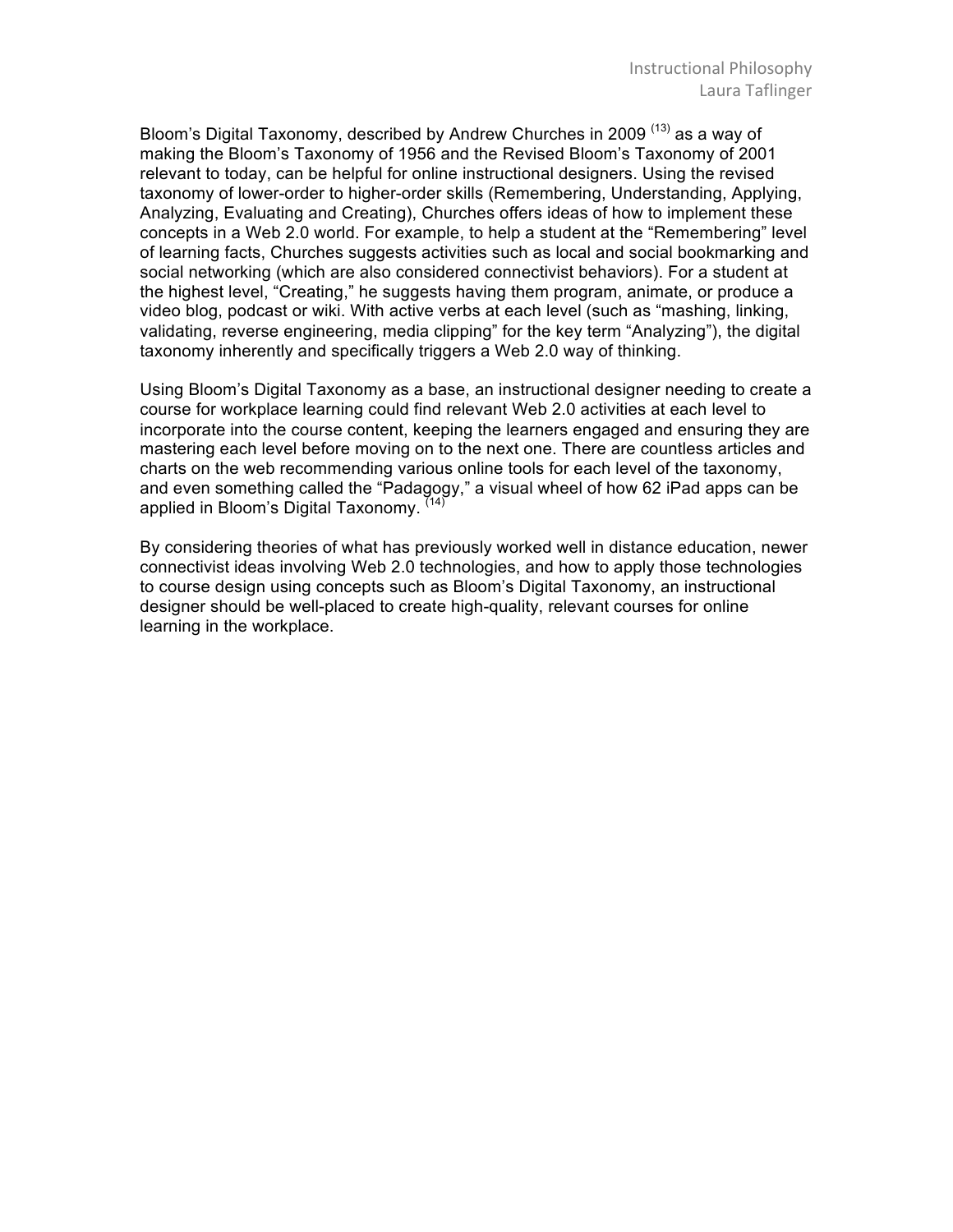Bloom's Digital Taxonomy, described by Andrew Churches in 2009 [13] as a way of making the Bloom's Taxonomy of 1956 and the Revised Bloom's Taxonomy of 2001 relevant to today, can be helpful for online instructional designers. Using the revised taxonomy of lower-order to higher-order skills (Remembering, Understanding, Applying, Analyzing, Evaluating and Creating), Churches offers ideas of how to implement these concepts in a Web 2.0 world. For example, to help a student at the "Remembering" level of learning facts, Churches suggests activities such as local and social bookmarking and social networking (which are also considered connectivist behaviors). For a student at the highest level, "Creating," he suggests having them program, animate, or produce a video blog, podcast or wiki. With active verbs at each level (such as "mashing, linking, validating, reverse engineering, media clipping" for the key term "Analyzing"), the digital taxonomy inherently and specifically triggers a Web 2.0 way of thinking.

Using Bloom's Digital Taxonomy as a base, an instructional designer needing to create a course for workplace learning could find relevant Web 2.0 activities at each level to incorporate into the course content, keeping the learners engaged and ensuring they are mastering each level before moving on to the next one. There are countless articles and charts on the web recommending various online tools for each level of the taxonomy, and even something called the "Padagogy," a visual wheel of how 62 iPad apps can be applied in Bloom's Digital Taxonomy. [14]

By considering theories of what has previously worked well in distance education, newer connectivist ideas involving Web 2.0 technologies, and how to apply those technologies to course design using concepts such as Bloom's Digital Taxonomy, an instructional designer should be well-placed to create high-quality, relevant courses for online learning in the workplace.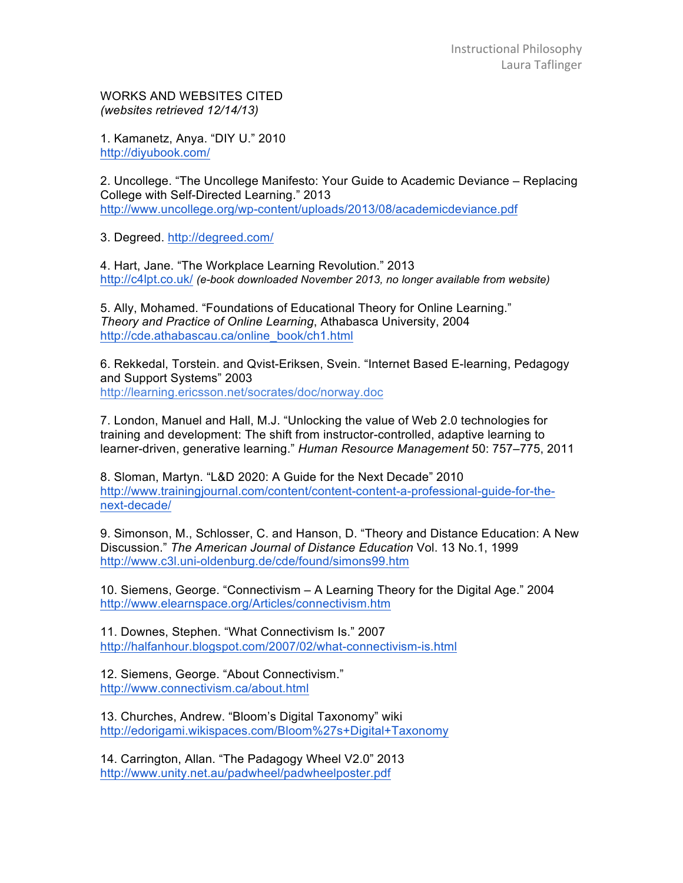WORKS AND WEBSITES CITED
*(websites retrieved 12/14/13)*

1. Kamanetz, Anya. "DIY U." 2010
http://diyubook.com/

2. Uncollege. "The Uncollege Manifesto: Your Guide to Academic Deviance – Replacing College with Self-Directed Learning." 2013
http://www.uncollege.org/wp-content/uploads/2013/08/academicdeviance.pdf

3. Degreed. http://degreed.com/

4. Hart, Jane. "The Workplace Learning Revolution." 2013
http://c4lpt.co.uk/ *(e-book downloaded November 2013, no longer available from website)*

5. Ally, Mohamed. "Foundations of Educational Theory for Online Learning." *Theory and Practice of Online Learning*, Athabasca University, 2004
http://cde.athabascau.ca/online_book/ch1.html

6. Rekkedal, Torstein. and Qvist-Eriksen, Svein. "Internet Based E-learning, Pedagogy and Support Systems" 2003
http://learning.ericsson.net/socrates/doc/norway.doc

7. London, Manuel and Hall, M.J. "Unlocking the value of Web 2.0 technologies for training and development: The shift from instructor-controlled, adaptive learning to learner-driven, generative learning." *Human Resource Management* 50: 757–775, 2011

8. Sloman, Martyn. "L&D 2020: A Guide for the Next Decade" 2010
http://www.trainingjournal.com/content/content-content-a-professional-guide-for-the-next-decade/

9. Simonson, M., Schlosser, C. and Hanson, D. "Theory and Distance Education: A New Discussion." *The American Journal of Distance Education* Vol. 13 No.1, 1999
http://www.c3l.uni-oldenburg.de/cde/found/simons99.htm

10. Siemens, George. "Connectivism – A Learning Theory for the Digital Age." 2004
http://www.elearnspace.org/Articles/connectivism.htm

11. Downes, Stephen. "What Connectivism Is." 2007
http://halfanhour.blogspot.com/2007/02/what-connectivism-is.html

12. Siemens, George. "About Connectivism."
http://www.connectivism.ca/about.html

13. Churches, Andrew. "Bloom's Digital Taxonomy" wiki
http://edorigami.wikispaces.com/Bloom%27s+Digital+Taxonomy

14. Carrington, Allan. "The Padagogy Wheel V2.0" 2013
http://www.unity.net.au/padwheel/padwheelposter.pdf